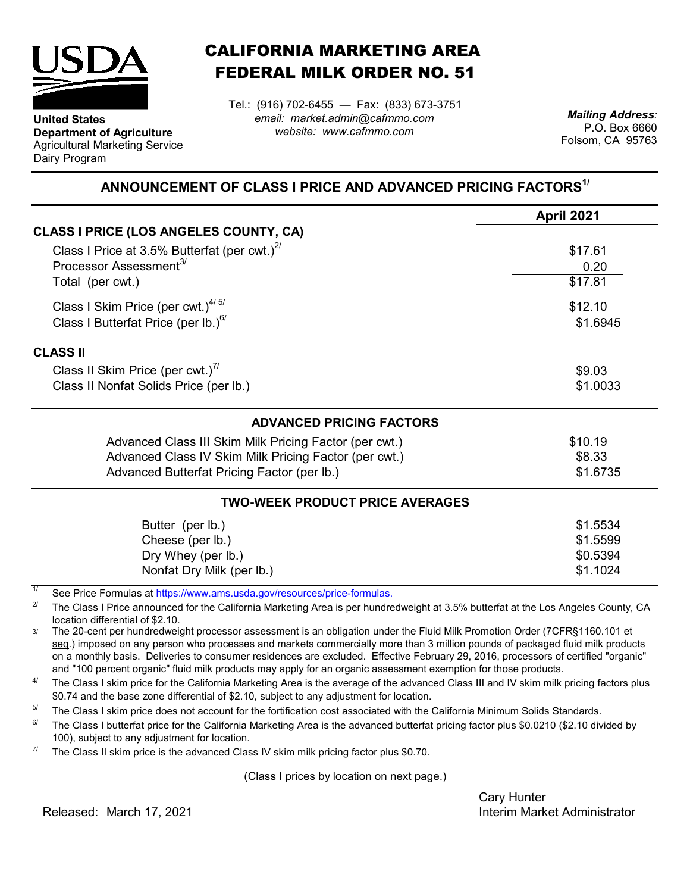United States
Department of Agriculture
Agricultural Marketing Service
Dairy Program

# CALIFORNIA MARKETING AREA
# FEDERAL MILK ORDER NO. 51

Tel.: (916) 702-6455 — Fax: (833) 673-3751
*email: market.admin@cafmmo.com*
*website: www.cafmmo.com*

***Mailing Address:***
P.O. Box 6660
Folsom, CA 95763

## ANNOUNCEMENT OF CLASS I PRICE AND ADVANCED PRICING FACTORS[1/]

| | April 2021 |
|---|---|
| **CLASS I PRICE (LOS ANGELES COUNTY, CA)** | |
| Class I Price at 3.5% Butterfat (per cwt.)[2/] | $17.61 |
| Processor Assessment[3/] | 0.20 |
| Total (per cwt.) | $17.81 |
| Class I Skim Price (per cwt.)[4/ 5/] | $12.10 |
| Class I Butterfat Price (per lb.)[6/] | $1.6945 |
| **CLASS II** | |
| Class II Skim Price (per cwt.)[7/] | $9.03 |
| Class II Nonfat Solids Price (per lb.) | $1.0033 |

### ADVANCED PRICING FACTORS

| | |
|---|---|
| Advanced Class III Skim Milk Pricing Factor (per cwt.) | $10.19 |
| Advanced Class IV Skim Milk Pricing Factor (per cwt.) | $8.33 |
| Advanced Butterfat Pricing Factor (per lb.) | $1.6735 |

### TWO-WEEK PRODUCT PRICE AVERAGES

| | |
|---|---|
| Butter (per lb.) | $1.5534 |
| Cheese (per lb.) | $1.5599 |
| Dry Whey (per lb.) | $0.5394 |
| Nonfat Dry Milk (per lb.) | $1.1024 |

[1/] See Price Formulas at https://www.ams.usda.gov/resources/price-formulas.

[2/] The Class I Price announced for the California Marketing Area is per hundredweight at 3.5% butterfat at the Los Angeles County, CA location differential of $2.10.

[3/] The 20-cent per hundredweight processor assessment is an obligation under the Fluid Milk Promotion Order (7CFR§1160.101 et seq.) imposed on any person who processes and markets commercially more than 3 million pounds of packaged fluid milk products on a monthly basis. Deliveries to consumer residences are excluded. Effective February 29, 2016, processors of certified "organic" and "100 percent organic" fluid milk products may apply for an organic assessment exemption for those products.

[4/] The Class I skim price for the California Marketing Area is the average of the advanced Class III and IV skim milk pricing factors plus $0.74 and the base zone differential of $2.10, subject to any adjustment for location.

[5/] The Class I skim price does not account for the fortification cost associated with the California Minimum Solids Standards.

[6/] The Class I butterfat price for the California Marketing Area is the advanced butterfat pricing factor plus $0.0210 ($2.10 divided by 100), subject to any adjustment for location.

[7/] The Class II skim price is the advanced Class IV skim milk pricing factor plus $0.70.

(Class I prices by location on next page.)

Released: March 17, 2021

Cary Hunter
Interim Market Administrator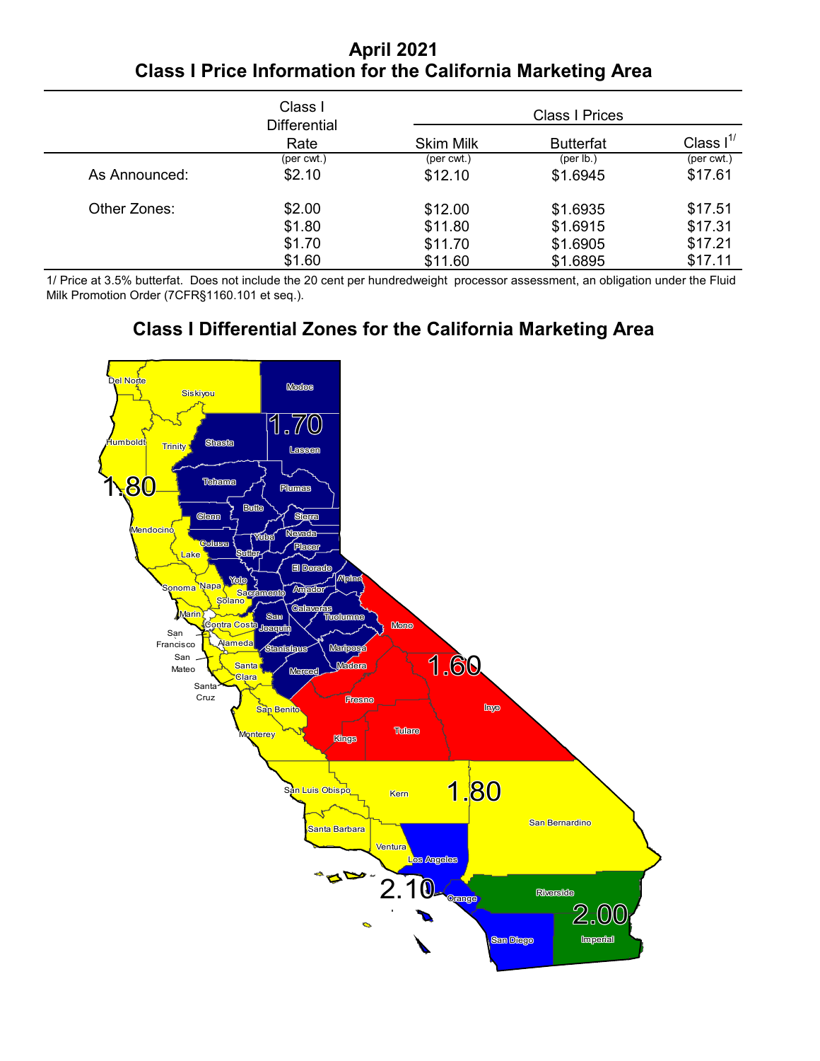# April 2021
# Class I Price Information for the California Marketing Area

| | Class I Differential Rate | Class I Prices | | |
|---|---|---|---|---|
| | | Skim Milk | Butterfat | Class I[1/] |
| | (per cwt.) | (per cwt.) | (per lb.) | (per cwt.) |
| As Announced: | $2.10 | $12.10 | $1.6945 | $17.61 |
| Other Zones: | $2.00 | $12.00 | $1.6935 | $17.51 |
| | $1.80 | $11.80 | $1.6915 | $17.31 |
| | $1.70 | $11.70 | $1.6905 | $17.21 |
| | $1.60 | $11.60 | $1.6895 | $17.11 |

1/ Price at 3.5% butterfat. Does not include the 20 cent per hundredweight processor assessment, an obligation under the Fluid Milk Promotion Order (7CFR§1160.101 et seq.).

## Class I Differential Zones for the California Marketing Area

Del Norte
Siskiyou
Modoc
1.70
Humboldt
Trinity
Shasta
Lassen
1.80
Tehama
Plumas
Butte
Glenn
Sierra
Mendocino
Nevada
Yuba
Colusa
Placer
Lake
Sutter
El Dorado
Yolo
Alpine
Sonoma
Napa
Sacramento
Amador
Solano
Calaveras
Marin
San Joaquin
Tuolumne
Mono
Contra Costa
San Francisco
Alameda
Stanislaus
Mariposa
San Mateo
Santa Clara
Madera
1.60
Merced
Santa Cruz
Fresno
San Benito
Inyo
Tulare
Monterey
Kings
San Luis Obispo
Kern
1.80
San Bernardino
Santa Barbara
Ventura
Los Angeles
2.10
Orange
Riverside
2.00
San Diego
Imperial